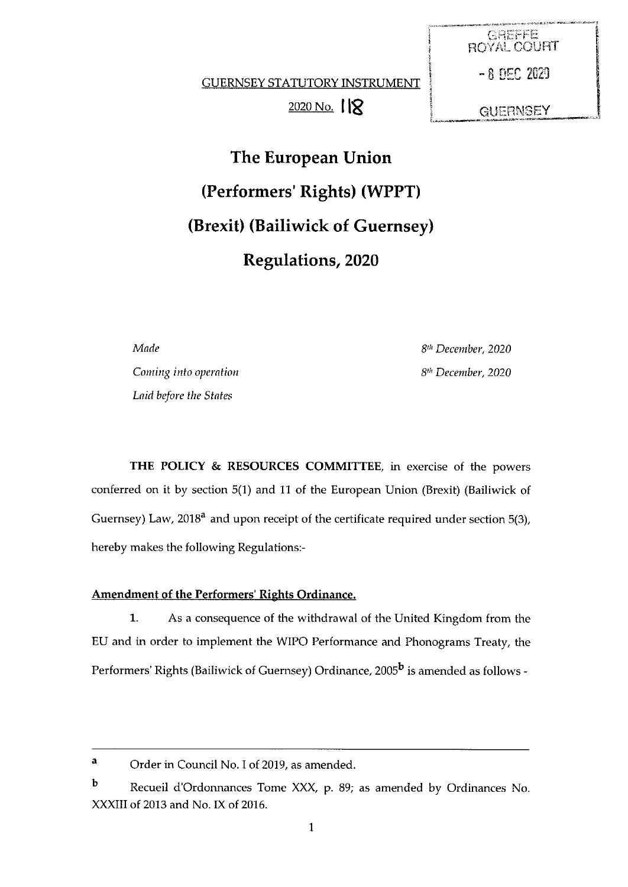GREFFE ROYAL COURT

- 8 DEC 2020

GUERNSEY

GUERNSEY STATUTORY INSTRUMENT

2020 No. 118

# The European Union (Performers' Rights) (WPPT) (Brexit) (Bailiwick of Guernsey) Regulations, 2020

| | |
|---|---|
| *Made* | *8th December, 2020* |
| *Coming into operation* | *8th December, 2020* |
| *Laid before the States* | |

**THE POLICY & RESOURCES COMMITTEE**, in exercise of the powers conferred on it by section 5(1) and 11 of the European Union (Brexit) (Bailiwick of Guernsey) Law, 2018[a] and upon receipt of the certificate required under section 5(3), hereby makes the following Regulations:-

**Amendment of the Performers' Rights Ordinance.**

**1.** As a consequence of the withdrawal of the United Kingdom from the EU and in order to implement the WIPO Performance and Phonograms Treaty, the Performers' Rights (Bailiwick of Guernsey) Ordinance, 2005[b] is amended as follows -

---

[a] Order in Council No. I of 2019, as amended.

[b] Recueil d'Ordonnances Tome XXX, p. 89; as amended by Ordinances No. XXXIII of 2013 and No. IX of 2016.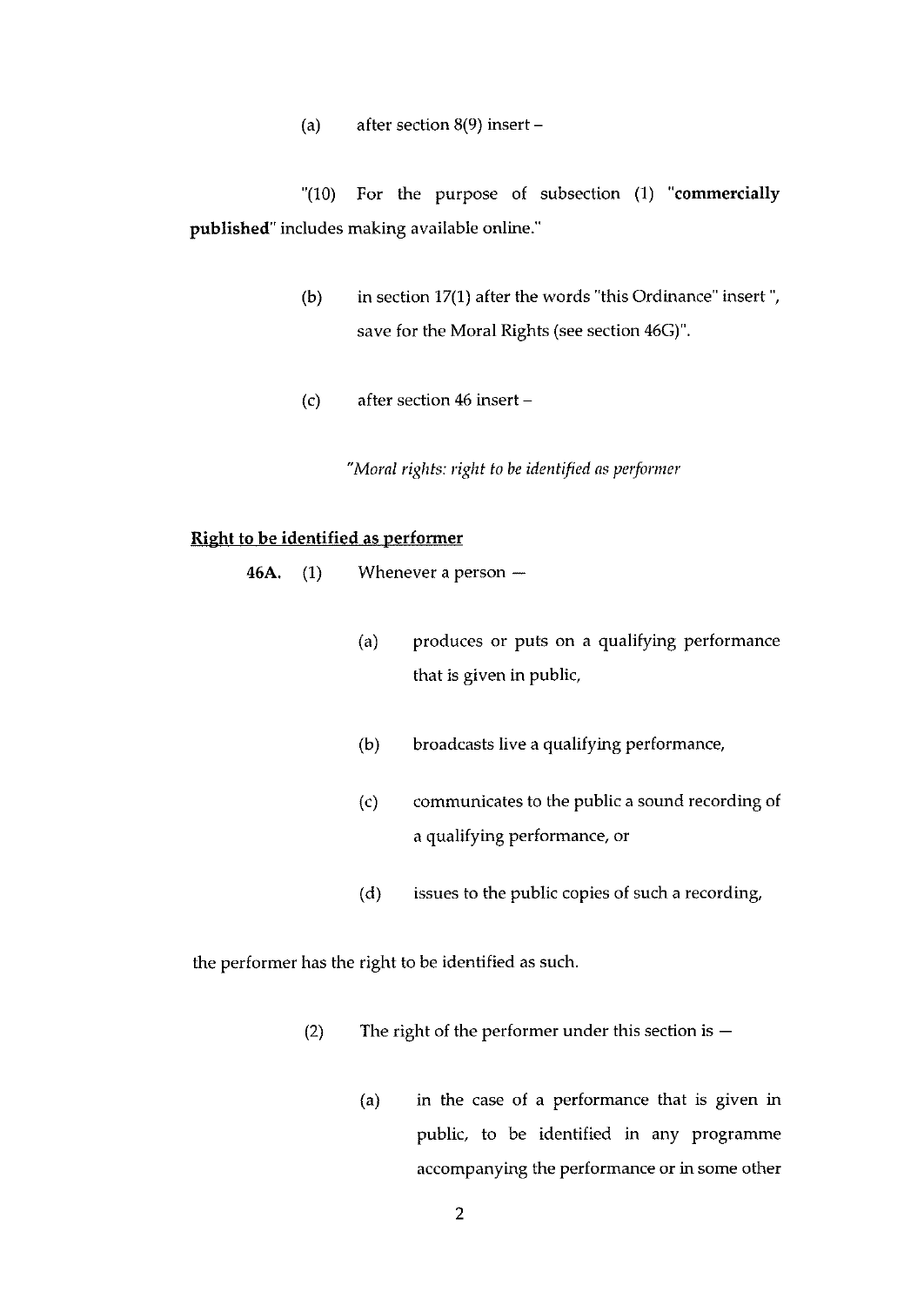(a) after section 8(9) insert –

"(10) For the purpose of subsection (1) "**commercially published**" includes making available online."

(b) in section 17(1) after the words "this Ordinance" insert ", save for the Moral Rights (see section 46G)".

(c) after section 46 insert –

*"Moral rights: right to be identified as performer*

**Right to be identified as performer**

**46A.** (1) Whenever a person —

(a) produces or puts on a qualifying performance that is given in public,

(b) broadcasts live a qualifying performance,

(c) communicates to the public a sound recording of a qualifying performance, or

(d) issues to the public copies of such a recording,

the performer has the right to be identified as such.

(2) The right of the performer under this section is —

(a) in the case of a performance that is given in public, to be identified in any programme accompanying the performance or in some other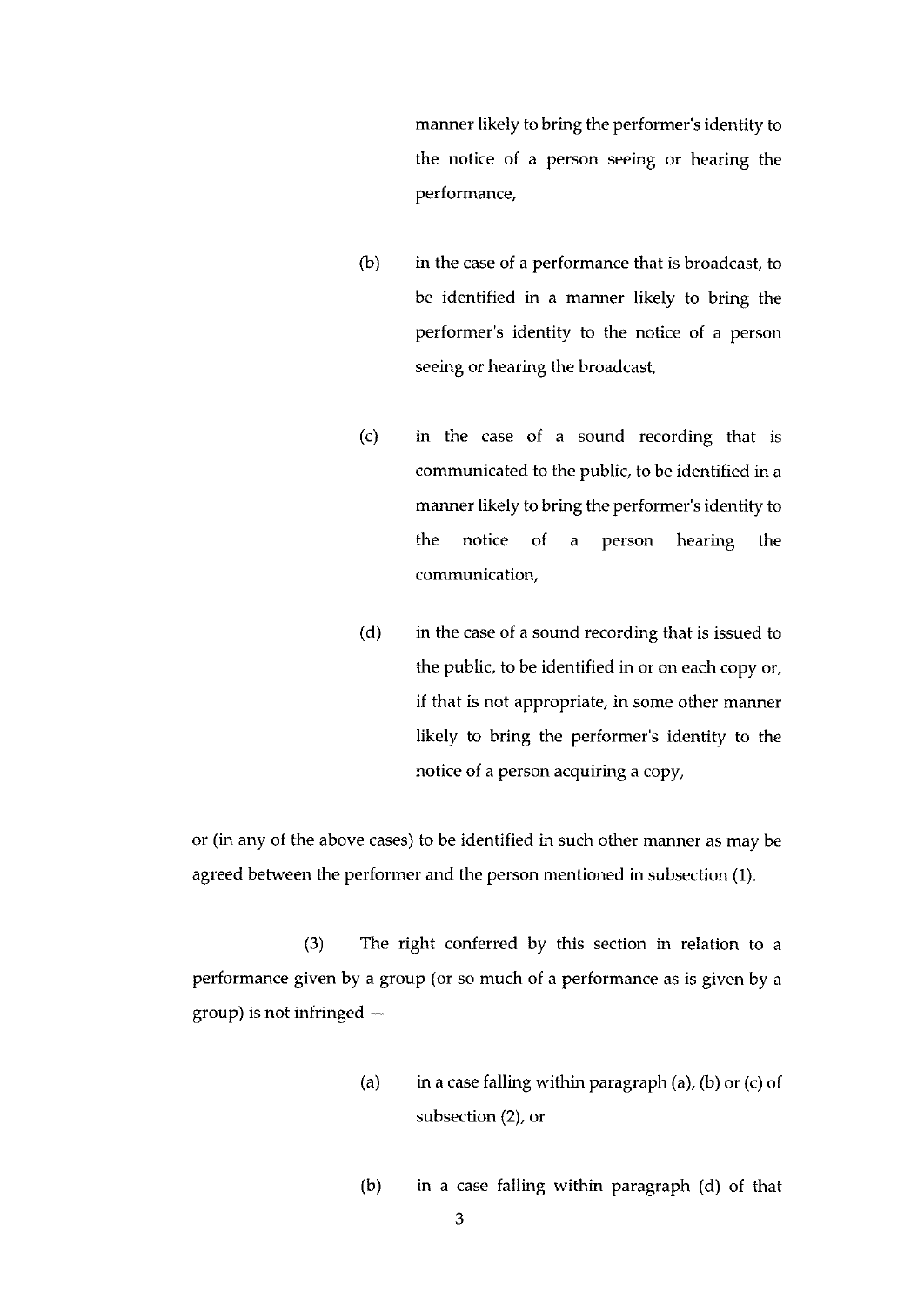manner likely to bring the performer's identity to the notice of a person seeing or hearing the performance,

(b) in the case of a performance that is broadcast, to be identified in a manner likely to bring the performer's identity to the notice of a person seeing or hearing the broadcast,

(c) in the case of a sound recording that is communicated to the public, to be identified in a manner likely to bring the performer's identity to the notice of a person hearing the communication,

(d) in the case of a sound recording that is issued to the public, to be identified in or on each copy or, if that is not appropriate, in some other manner likely to bring the performer's identity to the notice of a person acquiring a copy,

or (in any of the above cases) to be identified in such other manner as may be agreed between the performer and the person mentioned in subsection (1).

(3) The right conferred by this section in relation to a performance given by a group (or so much of a performance as is given by a group) is not infringed —

(a) in a case falling within paragraph (a), (b) or (c) of subsection (2), or

(b) in a case falling within paragraph (d) of that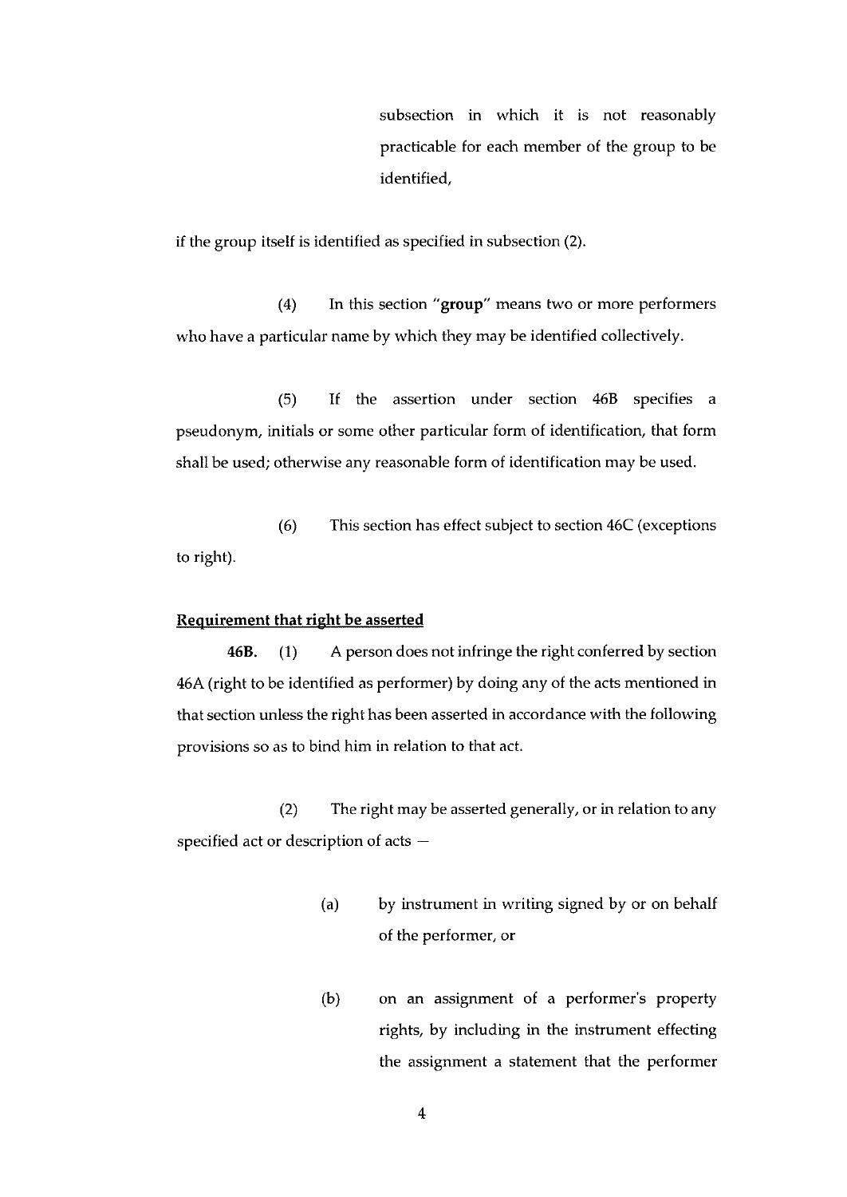subsection in which it is not reasonably practicable for each member of the group to be identified,

if the group itself is identified as specified in subsection (2).

(4) In this section "**group**" means two or more performers who have a particular name by which they may be identified collectively.

(5) If the assertion under section 46B specifies a pseudonym, initials or some other particular form of identification, that form shall be used; otherwise any reasonable form of identification may be used.

(6) This section has effect subject to section 46C (exceptions to right).

**Requirement that right be asserted**

**46B.** (1) A person does not infringe the right conferred by section 46A (right to be identified as performer) by doing any of the acts mentioned in that section unless the right has been asserted in accordance with the following provisions so as to bind him in relation to that act.

(2) The right may be asserted generally, or in relation to any specified act or description of acts —

(a) by instrument in writing signed by or on behalf of the performer, or

(b) on an assignment of a performer's property rights, by including in the instrument effecting the assignment a statement that the performer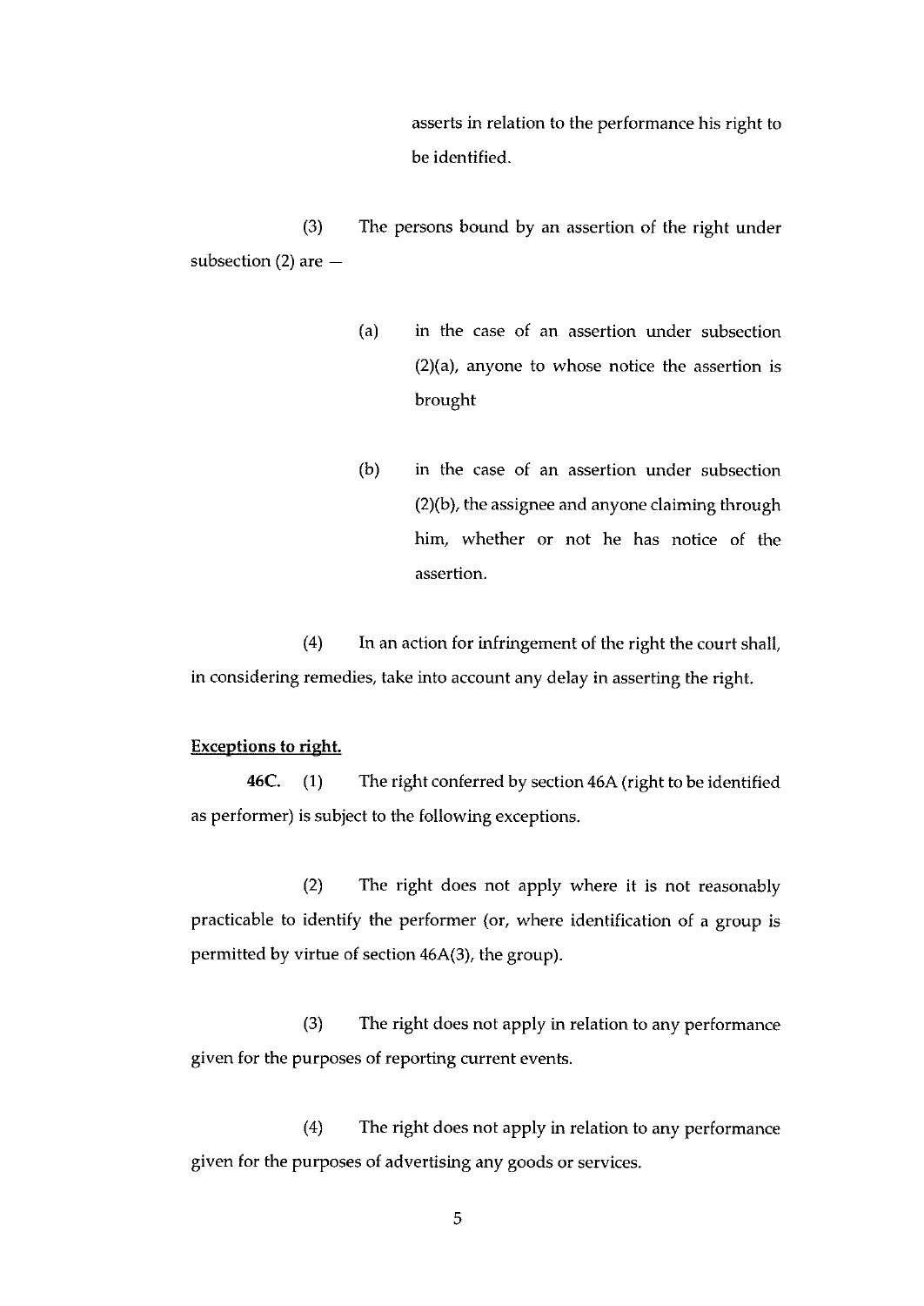asserts in relation to the performance his right to be identified.

(3) The persons bound by an assertion of the right under subsection (2) are —

(a) in the case of an assertion under subsection (2)(a), anyone to whose notice the assertion is brought

(b) in the case of an assertion under subsection (2)(b), the assignee and anyone claiming through him, whether or not he has notice of the assertion.

(4) In an action for infringement of the right the court shall, in considering remedies, take into account any delay in asserting the right.

**Exceptions to right.**

**46C.** (1) The right conferred by section 46A (right to be identified as performer) is subject to the following exceptions.

(2) The right does not apply where it is not reasonably practicable to identify the performer (or, where identification of a group is permitted by virtue of section 46A(3), the group).

(3) The right does not apply in relation to any performance given for the purposes of reporting current events.

(4) The right does not apply in relation to any performance given for the purposes of advertising any goods or services.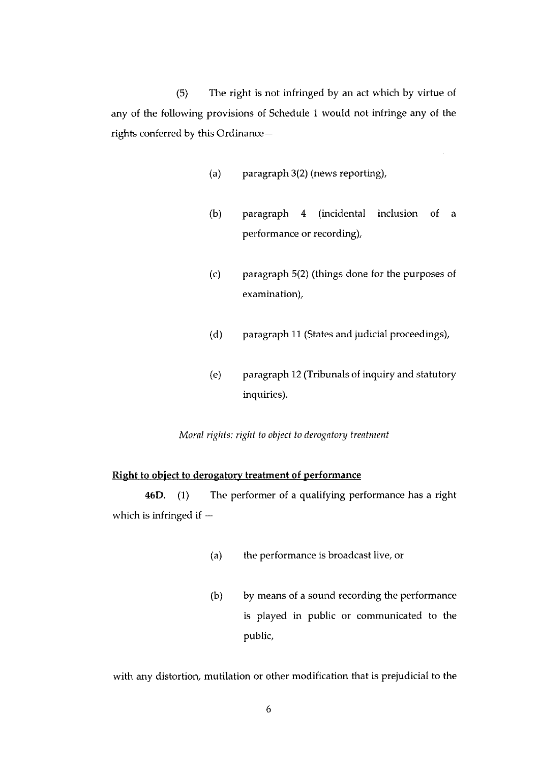(5) The right is not infringed by an act which by virtue of any of the following provisions of Schedule 1 would not infringe any of the rights conferred by this Ordinance—

(a) paragraph 3(2) (news reporting),

(b) paragraph 4 (incidental inclusion of a performance or recording),

(c) paragraph 5(2) (things done for the purposes of examination),

(d) paragraph 11 (States and judicial proceedings),

(e) paragraph 12 (Tribunals of inquiry and statutory inquiries).

*Moral rights: right to object to derogatory treatment*

**Right to object to derogatory treatment of performance**

**46D.** (1) The performer of a qualifying performance has a right which is infringed if —

(a) the performance is broadcast live, or

(b) by means of a sound recording the performance is played in public or communicated to the public,

with any distortion, mutilation or other modification that is prejudicial to the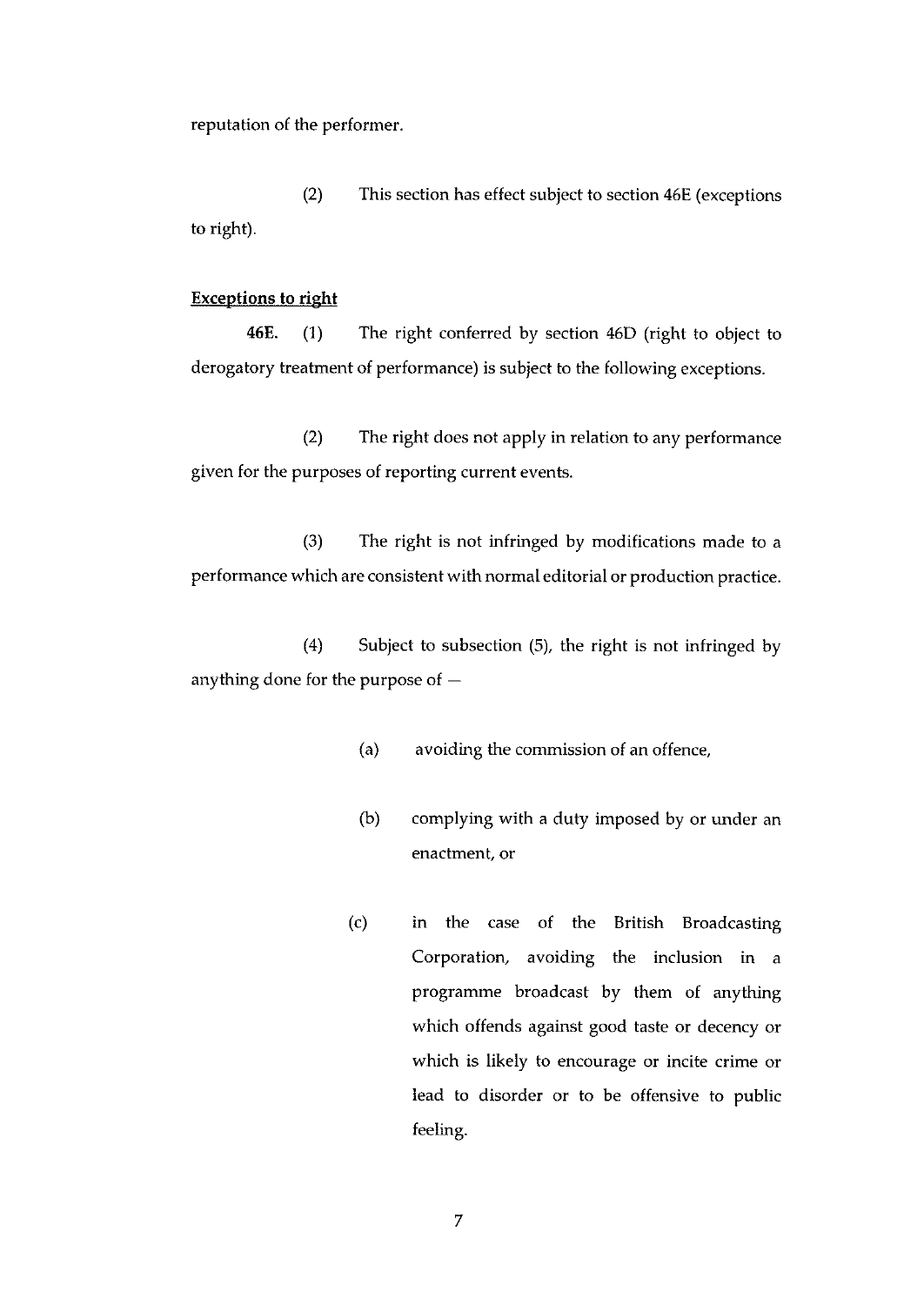reputation of the performer.

(2) This section has effect subject to section 46E (exceptions to right).

**Exceptions to right**

**46E.** (1) The right conferred by section 46D (right to object to derogatory treatment of performance) is subject to the following exceptions.

(2) The right does not apply in relation to any performance given for the purposes of reporting current events.

(3) The right is not infringed by modifications made to a performance which are consistent with normal editorial or production practice.

(4) Subject to subsection (5), the right is not infringed by anything done for the purpose of —

(a) avoiding the commission of an offence,

(b) complying with a duty imposed by or under an enactment, or

(c) in the case of the British Broadcasting Corporation, avoiding the inclusion in a programme broadcast by them of anything which offends against good taste or decency or which is likely to encourage or incite crime or lead to disorder or to be offensive to public feeling.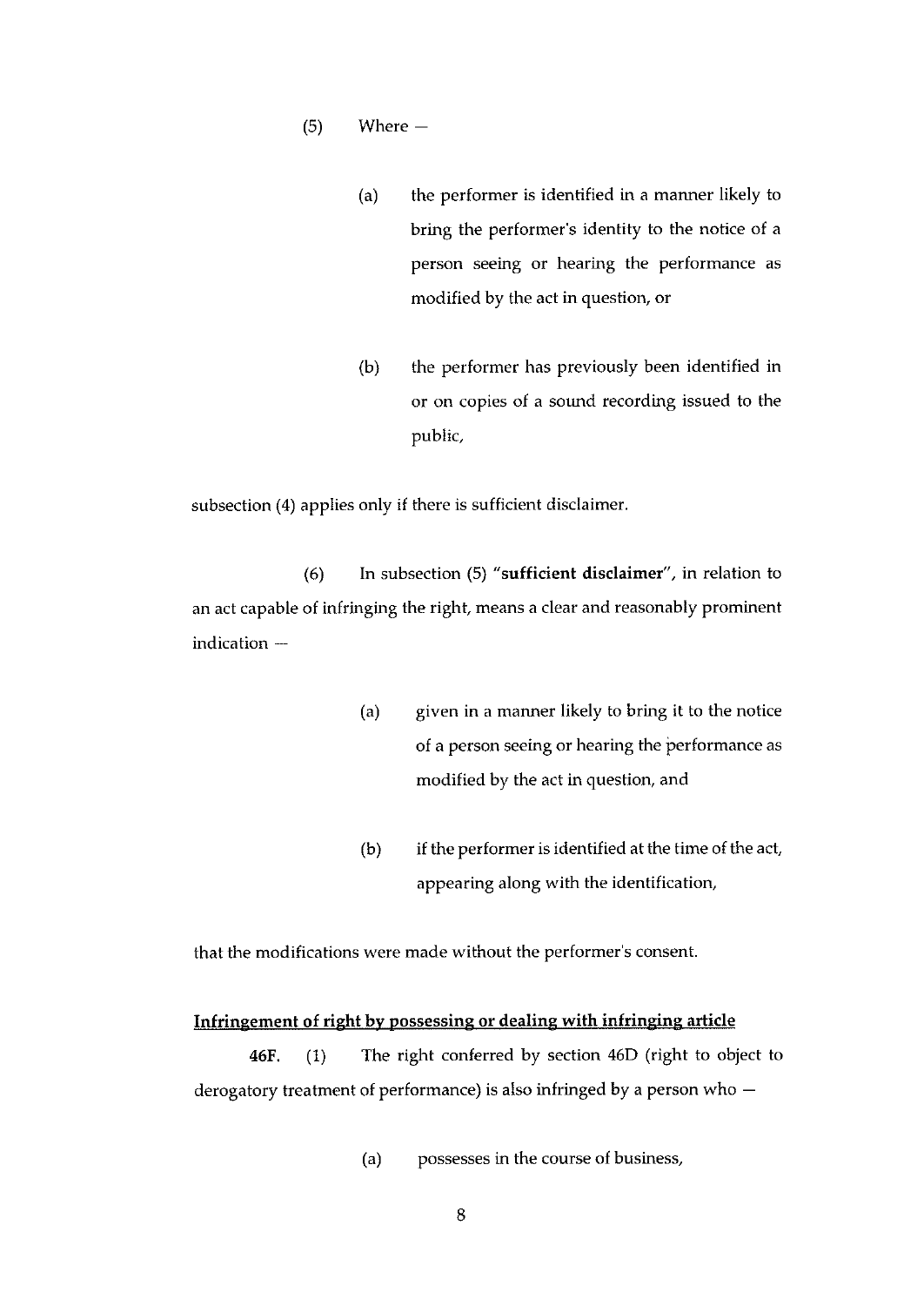(5) Where —

> (a) the performer is identified in a manner likely to bring the performer's identity to the notice of a person seeing or hearing the performance as modified by the act in question, or
>
> (b) the performer has previously been identified in or on copies of a sound recording issued to the public,

subsection (4) applies only if there is sufficient disclaimer.

(6) In subsection (5) "**sufficient disclaimer**", in relation to an act capable of infringing the right, means a clear and reasonably prominent indication —

> (a) given in a manner likely to bring it to the notice of a person seeing or hearing the performance as modified by the act in question, and
>
> (b) if the performer is identified at the time of the act, appearing along with the identification,

that the modifications were made without the performer's consent.

<u>**Infringement of right by possessing or dealing with infringing article**</u>

**46F.** (1) The right conferred by section 46D (right to object to derogatory treatment of performance) is also infringed by a person who —

> (a) possesses in the course of business,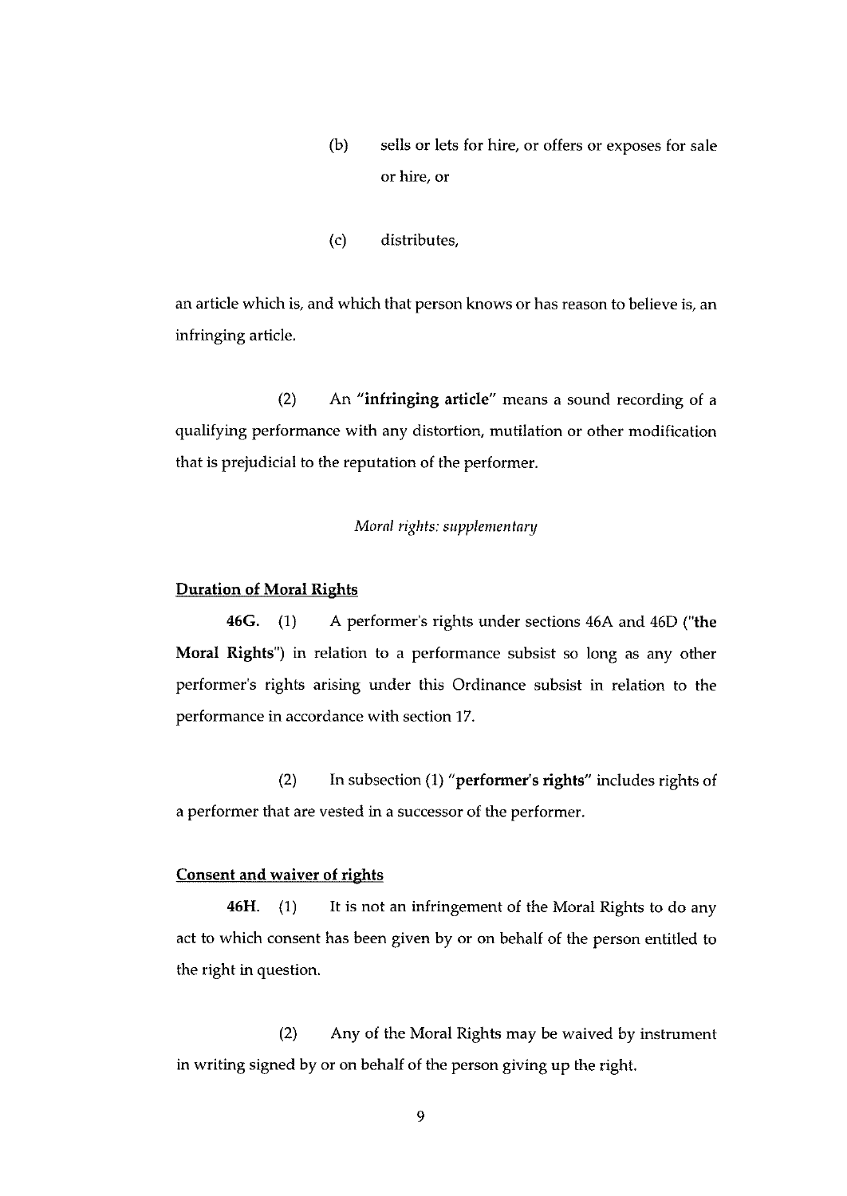(b) sells or lets for hire, or offers or exposes for sale or hire, or

(c) distributes,

an article which is, and which that person knows or has reason to believe is, an infringing article.

(2) An "**infringing article**" means a sound recording of a qualifying performance with any distortion, mutilation or other modification that is prejudicial to the reputation of the performer.

*Moral rights: supplementary*

**Duration of Moral Rights**

**46G.** (1) A performer's rights under sections 46A and 46D ("**the Moral Rights**") in relation to a performance subsist so long as any other performer's rights arising under this Ordinance subsist in relation to the performance in accordance with section 17.

(2) In subsection (1) "**performer's rights**" includes rights of a performer that are vested in a successor of the performer.

**Consent and waiver of rights**

**46H.** (1) It is not an infringement of the Moral Rights to do any act to which consent has been given by or on behalf of the person entitled to the right in question.

(2) Any of the Moral Rights may be waived by instrument in writing signed by or on behalf of the person giving up the right.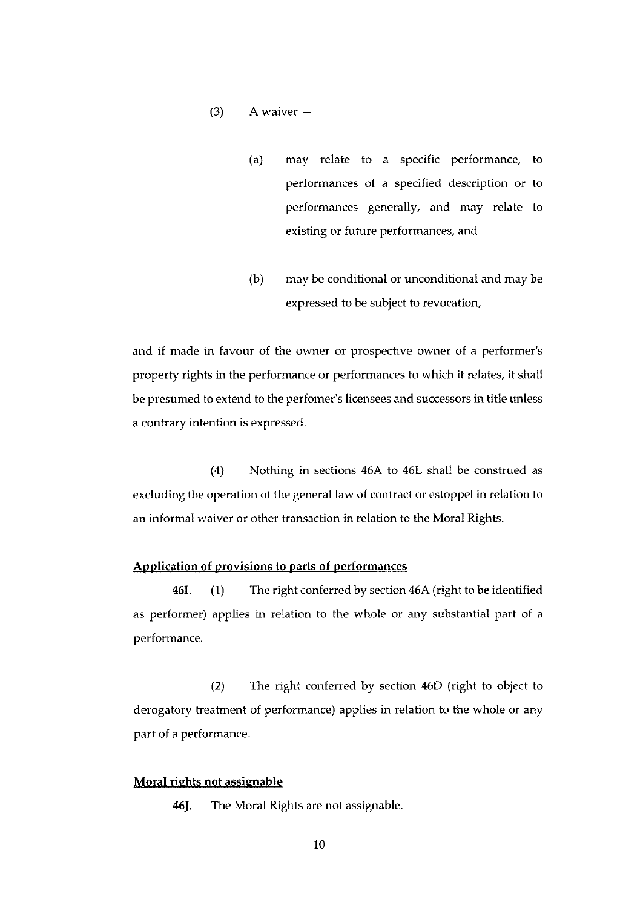(3) A waiver —

(a) may relate to a specific performance, to performances of a specified description or to performances generally, and may relate to existing or future performances, and

(b) may be conditional or unconditional and may be expressed to be subject to revocation,

and if made in favour of the owner or prospective owner of a performer's property rights in the performance or performances to which it relates, it shall be presumed to extend to the perfomer's licensees and successors in title unless a contrary intention is expressed.

(4) Nothing in sections 46A to 46L shall be construed as excluding the operation of the general law of contract or estoppel in relation to an informal waiver or other transaction in relation to the Moral Rights.

**Application of provisions to parts of performances**

**46I.** (1) The right conferred by section 46A (right to be identified as performer) applies in relation to the whole or any substantial part of a performance.

(2) The right conferred by section 46D (right to object to derogatory treatment of performance) applies in relation to the whole or any part of a performance.

**Moral rights not assignable**

**46J.** The Moral Rights are not assignable.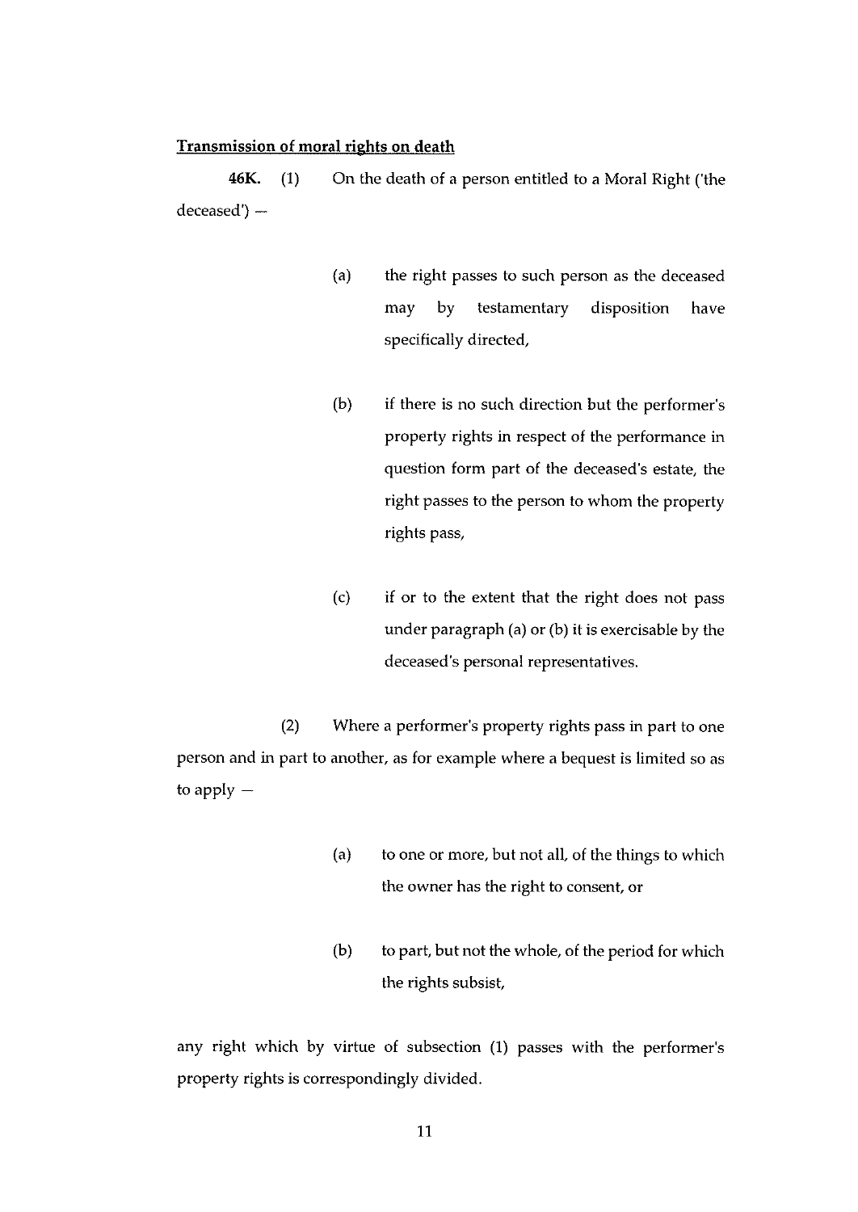**Transmission of moral rights on death**

**46K.** (1) On the death of a person entitled to a Moral Right ('the deceased') —

(a) the right passes to such person as the deceased may by testamentary disposition have specifically directed,

(b) if there is no such direction but the performer's property rights in respect of the performance in question form part of the deceased's estate, the right passes to the person to whom the property rights pass,

(c) if or to the extent that the right does not pass under paragraph (a) or (b) it is exercisable by the deceased's personal representatives.

(2) Where a performer's property rights pass in part to one person and in part to another, as for example where a bequest is limited so as to apply —

(a) to one or more, but not all, of the things to which the owner has the right to consent, or

(b) to part, but not the whole, of the period for which the rights subsist,

any right which by virtue of subsection (1) passes with the performer's property rights is correspondingly divided.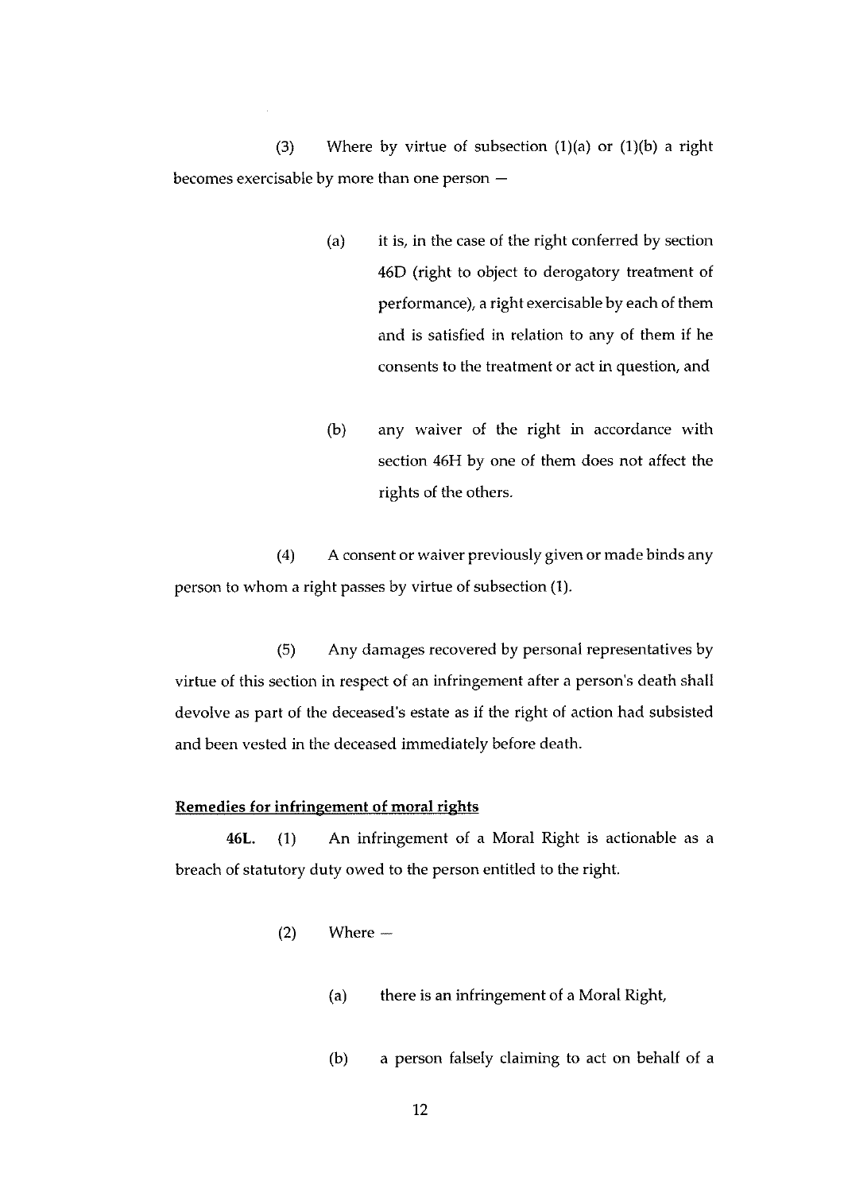(3) Where by virtue of subsection (1)(a) or (1)(b) a right becomes exercisable by more than one person —

(a) it is, in the case of the right conferred by section 46D (right to object to derogatory treatment of performance), a right exercisable by each of them and is satisfied in relation to any of them if he consents to the treatment or act in question, and

(b) any waiver of the right in accordance with section 46H by one of them does not affect the rights of the others.

(4) A consent or waiver previously given or made binds any person to whom a right passes by virtue of subsection (1).

(5) Any damages recovered by personal representatives by virtue of this section in respect of an infringement after a person's death shall devolve as part of the deceased's estate as if the right of action had subsisted and been vested in the deceased immediately before death.

**Remedies for infringement of moral rights**

**46L.** (1) An infringement of a Moral Right is actionable as a breach of statutory duty owed to the person entitled to the right.

(2) Where —

(a) there is an infringement of a Moral Right,

(b) a person falsely claiming to act on behalf of a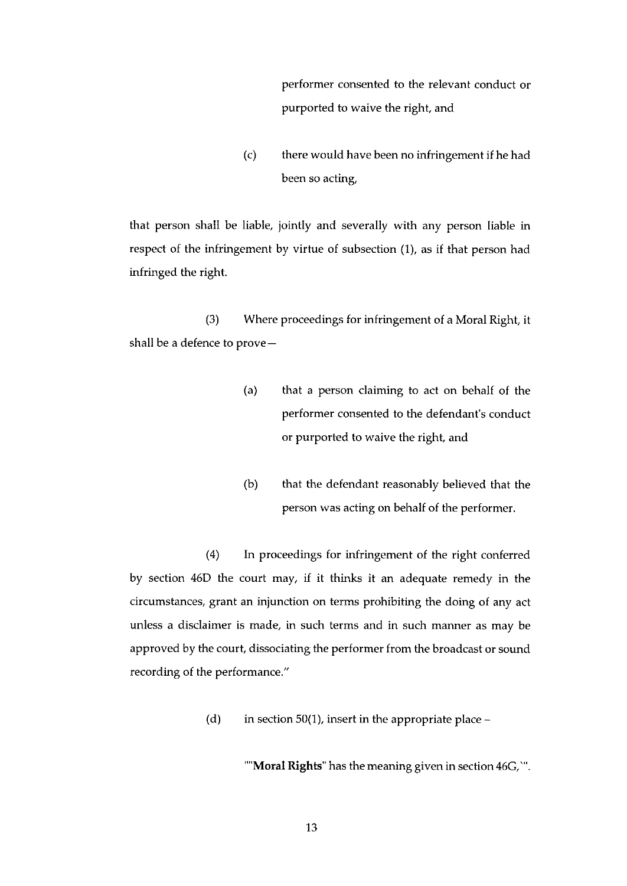performer consented to the relevant conduct or purported to waive the right, and

(c) there would have been no infringement if he had been so acting,

that person shall be liable, jointly and severally with any person liable in respect of the infringement by virtue of subsection (1), as if that person had infringed the right.

(3) Where proceedings for infringement of a Moral Right, it shall be a defence to prove—

(a) that a person claiming to act on behalf of the performer consented to the defendant's conduct or purported to waive the right, and

(b) that the defendant reasonably believed that the person was acting on behalf of the performer.

(4) In proceedings for infringement of the right conferred by section 46D the court may, if it thinks it an adequate remedy in the circumstances, grant an injunction on terms prohibiting the doing of any act unless a disclaimer is made, in such terms and in such manner as may be approved by the court, dissociating the performer from the broadcast or sound recording of the performance."

(d) in section 50(1), insert in the appropriate place –

""**Moral Rights**" has the meaning given in section 46G,'".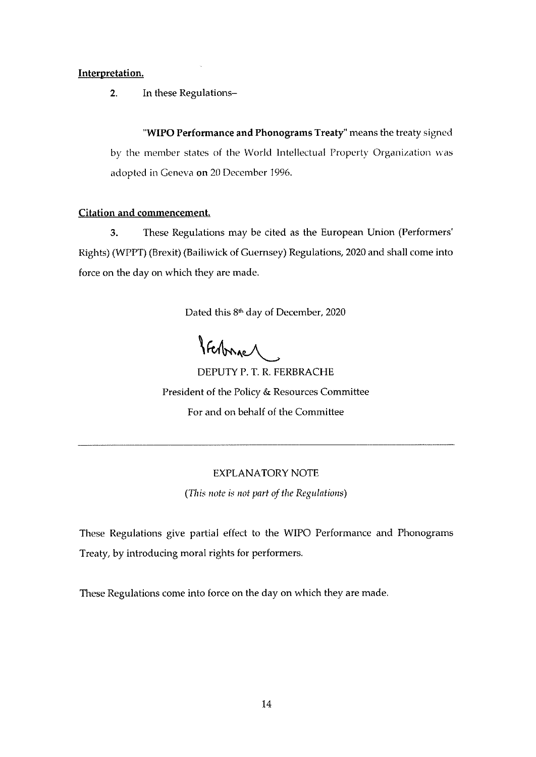**Interpretation.**

**2.** In these Regulations–

"**WIPO Performance and Phonograms Treaty**" means the treaty signed by the member states of the World Intellectual Property Organization was adopted in Geneva **on** 20 December 1996.

**Citation and commencement.**

**3.** These Regulations may be cited as the European Union (Performers' Rights) (WPPT) (Brexit) (Bailiwick of Guernsey) Regulations, 2020 and shall come into force on the day on which they are made.

Dated this 8th day of December, 2020

DEPUTY P. T. R. FERBRACHE
President of the Policy & Resources Committee
For and on behalf of the Committee

---

EXPLANATORY NOTE

*(This note is not part of the Regulations)*

These Regulations give partial effect to the WIPO Performance and Phonograms Treaty, by introducing moral rights for performers.

These Regulations come into force on the day on which they are made.